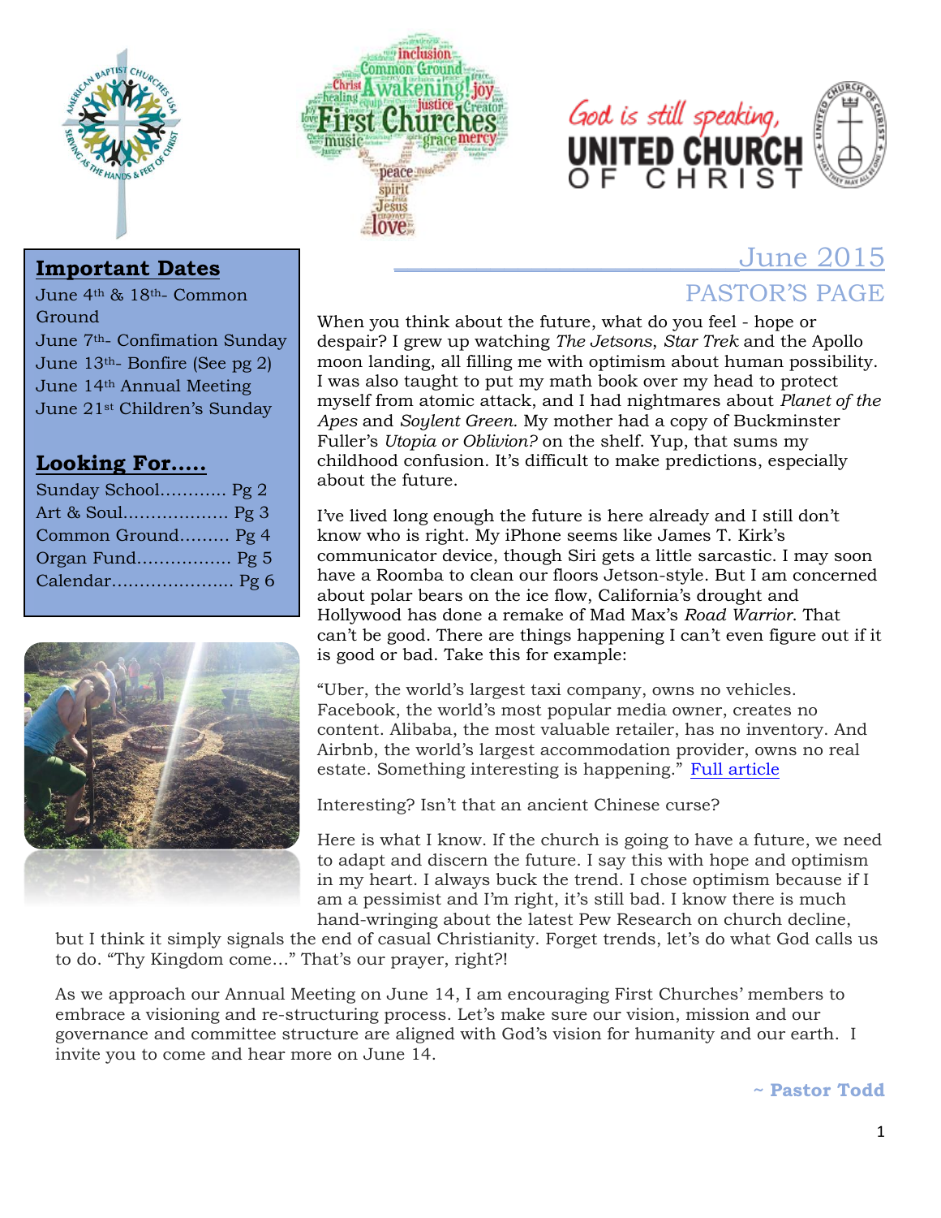## Important Dates

June 4th & 18th- Common Ground
June 7th- Confimation Sunday
June 13th- Bonfire (See pg 2)
June 14th Annual Meeting
June 21st Children's Sunday

## Looking For.....

Sunday School........... Pg 2
Art & Soul.................. Pg 3
Common Ground......... Pg 4
Organ Fund................ Pg 5
Calendar..................... Pg 6

# June 2015

## PASTOR'S PAGE

When you think about the future, what do you feel - hope or despair? I grew up watching *The Jetsons*, *Star Trek* and the Apollo moon landing, all filling me with optimism about human possibility. I was also taught to put my math book over my head to protect myself from atomic attack, and I had nightmares about *Planet of the Apes* and *Soylent Green.* My mother had a copy of Buckminster Fuller's *Utopia or Oblivion?* on the shelf. Yup, that sums my childhood confusion. It's difficult to make predictions, especially about the future.

I've lived long enough the future is here already and I still don't know who is right. My iPhone seems like James T. Kirk's communicator device, though Siri gets a little sarcastic. I may soon have a Roomba to clean our floors Jetson-style. But I am concerned about polar bears on the ice flow, California's drought and Hollywood has done a remake of Mad Max's *Road Warrior.* That can't be good. There are things happening I can't even figure out if it is good or bad. Take this for example:

"Uber, the world's largest taxi company, owns no vehicles. Facebook, the world's most popular media owner, creates no content. Alibaba, the most valuable retailer, has no inventory. And Airbnb, the world's largest accommodation provider, owns no real estate. Something interesting is happening." Full article

Interesting? Isn't that an ancient Chinese curse?

Here is what I know. If the church is going to have a future, we need to adapt and discern the future. I say this with hope and optimism in my heart. I always buck the trend. I chose optimism because if I am a pessimist and I'm right, it's still bad. I know there is much hand-wringing about the latest Pew Research on church decline, but I think it simply signals the end of casual Christianity. Forget trends, let's do what God calls us to do. "Thy Kingdom come…" That's our prayer, right?!

As we approach our Annual Meeting on June 14, I am encouraging First Churches' members to embrace a visioning and re-structuring process. Let's make sure our vision, mission and our governance and committee structure are aligned with God's vision for humanity and our earth. I invite you to come and hear more on June 14.

**~ Pastor Todd**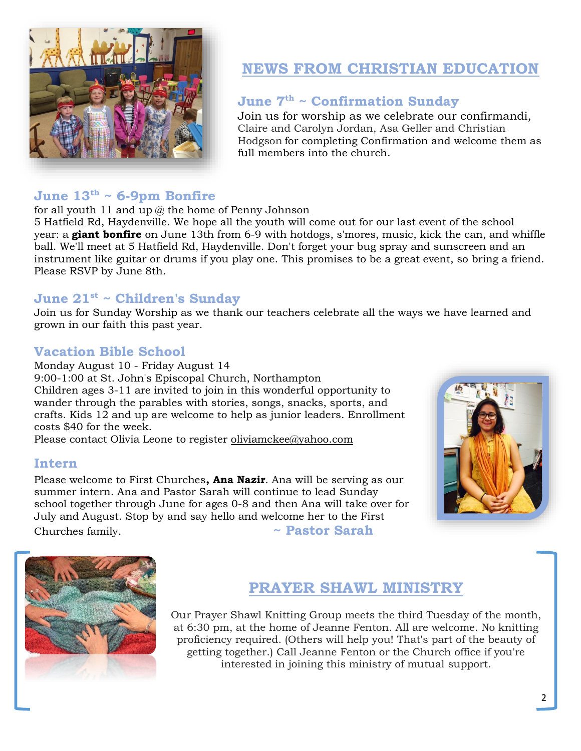## NEWS FROM CHRISTIAN EDUCATION

### June 7th ~ Confirmation Sunday

Join us for worship as we celebrate our confirmandi, Claire and Carolyn Jordan, Asa Geller and Christian Hodgson for completing Confirmation and welcome them as full members into the church.

### June 13th ~ 6-9pm Bonfire

for all youth 11 and up @ the home of Penny Johnson
5 Hatfield Rd, Haydenville. We hope all the youth will come out for our last event of the school year: a **giant bonfire** on June 13th from 6-9 with hotdogs, s'mores, music, kick the can, and whiffle ball. We'll meet at 5 Hatfield Rd, Haydenville. Don't forget your bug spray and sunscreen and an instrument like guitar or drums if you play one. This promises to be a great event, so bring a friend. Please RSVP by June 8th.

### June 21st ~ Children's Sunday

Join us for Sunday Worship as we thank our teachers celebrate all the ways we have learned and grown in our faith this past year.

### Vacation Bible School

Monday August 10 - Friday August 14
9:00-1:00 at St. John's Episcopal Church, Northampton
Children ages 3-11 are invited to join in this wonderful opportunity to wander through the parables with stories, songs, snacks, sports, and crafts. Kids 12 and up are welcome to help as junior leaders. Enrollment costs $40 for the week.
Please contact Olivia Leone to register oliviamckee@yahoo.com

### Intern

Please welcome to First Churches**, Ana Nazir**. Ana will be serving as our summer intern. Ana and Pastor Sarah will continue to lead Sunday school together through June for ages 0-8 and then Ana will take over for July and August. Stop by and say hello and welcome her to the First Churches family.

~ Pastor Sarah

## PRAYER SHAWL MINISTRY

Our Prayer Shawl Knitting Group meets the third Tuesday of the month, at 6:30 pm, at the home of Jeanne Fenton. All are welcome. No knitting proficiency required. (Others will help you! That's part of the beauty of getting together.) Call Jeanne Fenton or the Church office if you're interested in joining this ministry of mutual support.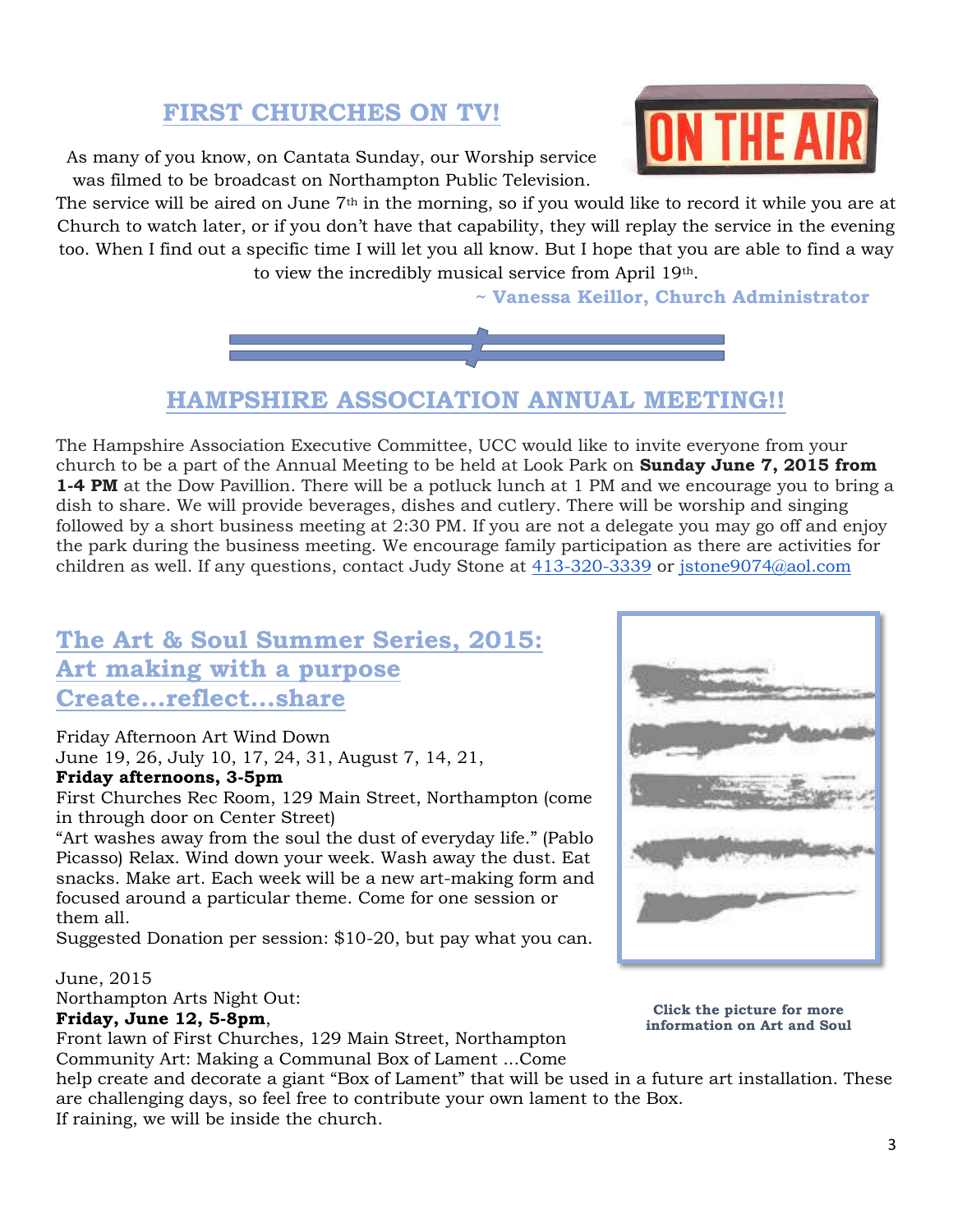## FIRST CHURCHES ON TV!

As many of you know, on Cantata Sunday, our Worship service was filmed to be broadcast on Northampton Public Television. The service will be aired on June 7th in the morning, so if you would like to record it while you are at Church to watch later, or if you don't have that capability, they will replay the service in the evening too. When I find out a specific time I will let you all know. But I hope that you are able to find a way to view the incredibly musical service from April 19th.

**~ Vanessa Keillor, Church Administrator**

## HAMPSHIRE ASSOCIATION ANNUAL MEETING!!

The Hampshire Association Executive Committee, UCC would like to invite everyone from your church to be a part of the Annual Meeting to be held at Look Park on **Sunday June 7, 2015 from 1-4 PM** at the Dow Pavillion. There will be a potluck lunch at 1 PM and we encourage you to bring a dish to share. We will provide beverages, dishes and cutlery. There will be worship and singing followed by a short business meeting at 2:30 PM. If you are not a delegate you may go off and enjoy the park during the business meeting. We encourage family participation as there are activities for children as well. If any questions, contact Judy Stone at 413-320-3339 or jstone9074@aol.com

## The Art & Soul Summer Series, 2015: Art making with a purpose Create…reflect…share

Friday Afternoon Art Wind Down
June 19, 26, July 10, 17, 24, 31, August 7, 14, 21,
**Friday afternoons, 3-5pm**
First Churches Rec Room, 129 Main Street, Northampton (come in through door on Center Street)
"Art washes away from the soul the dust of everyday life." (Pablo Picasso) Relax. Wind down your week. Wash away the dust. Eat snacks. Make art. Each week will be a new art-making form and focused around a particular theme. Come for one session or them all.
Suggested Donation per session: $10-20, but pay what you can.

**Click the picture for more information on Art and Soul**

June, 2015
Northampton Arts Night Out:
**Friday, June 12, 5-8pm**,
Front lawn of First Churches, 129 Main Street, Northampton
Community Art: Making a Communal Box of Lament …Come help create and decorate a giant "Box of Lament" that will be used in a future art installation. These are challenging days, so feel free to contribute your own lament to the Box.
If raining, we will be inside the church.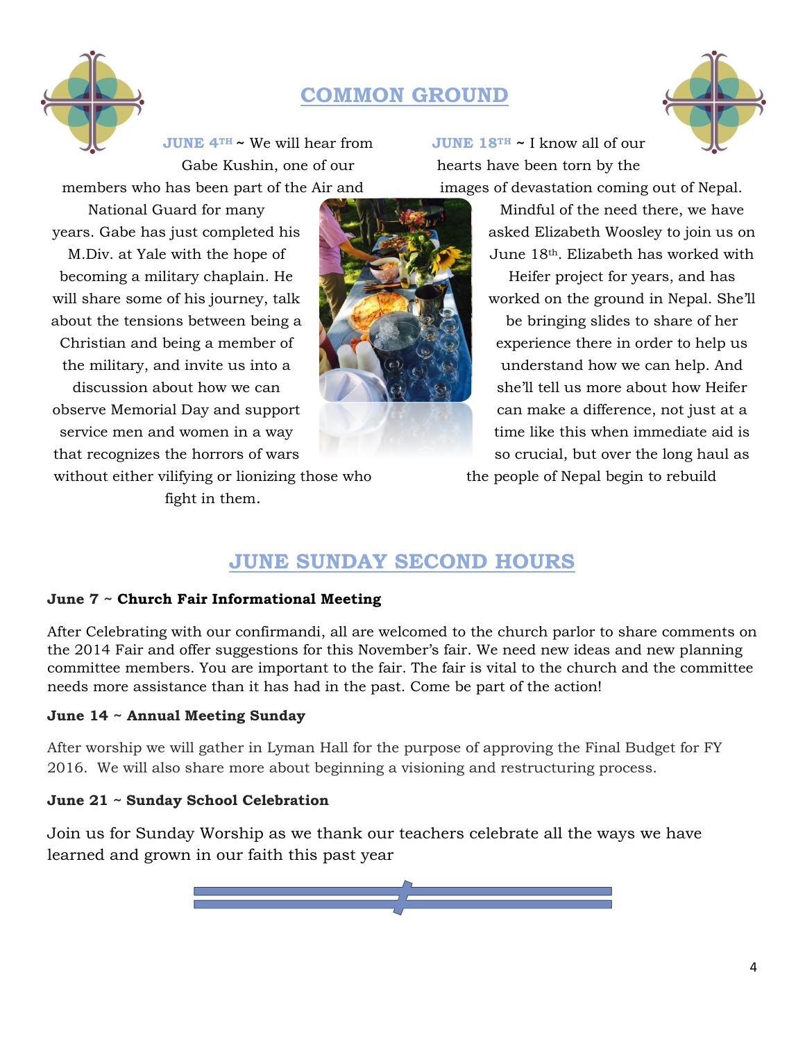# COMMON GROUND

**JUNE 4TH** ~ We will hear from Gabe Kushin, one of our members who has been part of the Air and National Guard for many years. Gabe has just completed his M.Div. at Yale with the hope of becoming a military chaplain. He will share some of his journey, talk about the tensions between being a Christian and being a member of the military, and invite us into a discussion about how we can observe Memorial Day and support service men and women in a way that recognizes the horrors of wars without either vilifying or lionizing those who fight in them.

**JUNE 18TH** ~ I know all of our hearts have been torn by the images of devastation coming out of Nepal. Mindful of the need there, we have asked Elizabeth Woosley to join us on June 18th. Elizabeth has worked with Heifer project for years, and has worked on the ground in Nepal. She'll be bringing slides to share of her experience there in order to help us understand how we can help. And she'll tell us more about how Heifer can make a difference, not just at a time like this when immediate aid is so crucial, but over the long haul as the people of Nepal begin to rebuild

# JUNE SUNDAY SECOND HOURS

**June 7 ~ Church Fair Informational Meeting**

After Celebrating with our confirmandi, all are welcomed to the church parlor to share comments on the 2014 Fair and offer suggestions for this November's fair. We need new ideas and new planning committee members. You are important to the fair. The fair is vital to the church and the committee needs more assistance than it has had in the past. Come be part of the action!

**June 14 ~ Annual Meeting Sunday**

After worship we will gather in Lyman Hall for the purpose of approving the Final Budget for FY 2016. We will also share more about beginning a visioning and restructuring process.

**June 21 ~ Sunday School Celebration**

Join us for Sunday Worship as we thank our teachers celebrate all the ways we have learned and grown in our faith this past year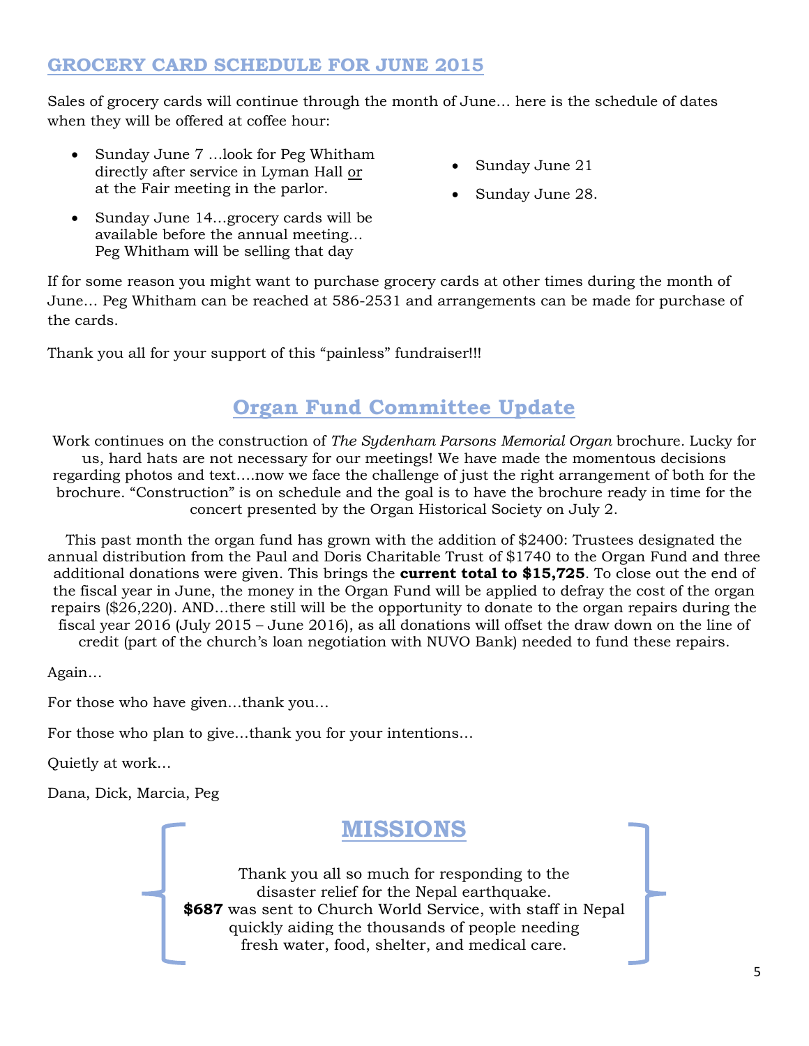## GROCERY CARD SCHEDULE FOR JUNE 2015

Sales of grocery cards will continue through the month of June… here is the schedule of dates when they will be offered at coffee hour:

- Sunday June 7 …look for Peg Whitham directly after service in Lyman Hall or at the Fair meeting in the parlor.
- Sunday June 14…grocery cards will be available before the annual meeting… Peg Whitham will be selling that day
- Sunday June 21
- Sunday June 28.

If for some reason you might want to purchase grocery cards at other times during the month of June… Peg Whitham can be reached at 586-2531 and arrangements can be made for purchase of the cards.

Thank you all for your support of this "painless" fundraiser!!!

## Organ Fund Committee Update

Work continues on the construction of *The Sydenham Parsons Memorial Organ* brochure. Lucky for us, hard hats are not necessary for our meetings! We have made the momentous decisions regarding photos and text….now we face the challenge of just the right arrangement of both for the brochure. "Construction" is on schedule and the goal is to have the brochure ready in time for the concert presented by the Organ Historical Society on July 2.

This past month the organ fund has grown with the addition of $2400: Trustees designated the annual distribution from the Paul and Doris Charitable Trust of $1740 to the Organ Fund and three additional donations were given. This brings the **current total to $15,725**. To close out the end of the fiscal year in June, the money in the Organ Fund will be applied to defray the cost of the organ repairs ($26,220). AND…there still will be the opportunity to donate to the organ repairs during the fiscal year 2016 (July 2015 – June 2016), as all donations will offset the draw down on the line of credit (part of the church's loan negotiation with NUVO Bank) needed to fund these repairs.

Again…

For those who have given…thank you…

For those who plan to give…thank you for your intentions…

Quietly at work…

Dana, Dick, Marcia, Peg

## MISSIONS

Thank you all so much for responding to the disaster relief for the Nepal earthquake. **$687** was sent to Church World Service, with staff in Nepal quickly aiding the thousands of people needing fresh water, food, shelter, and medical care.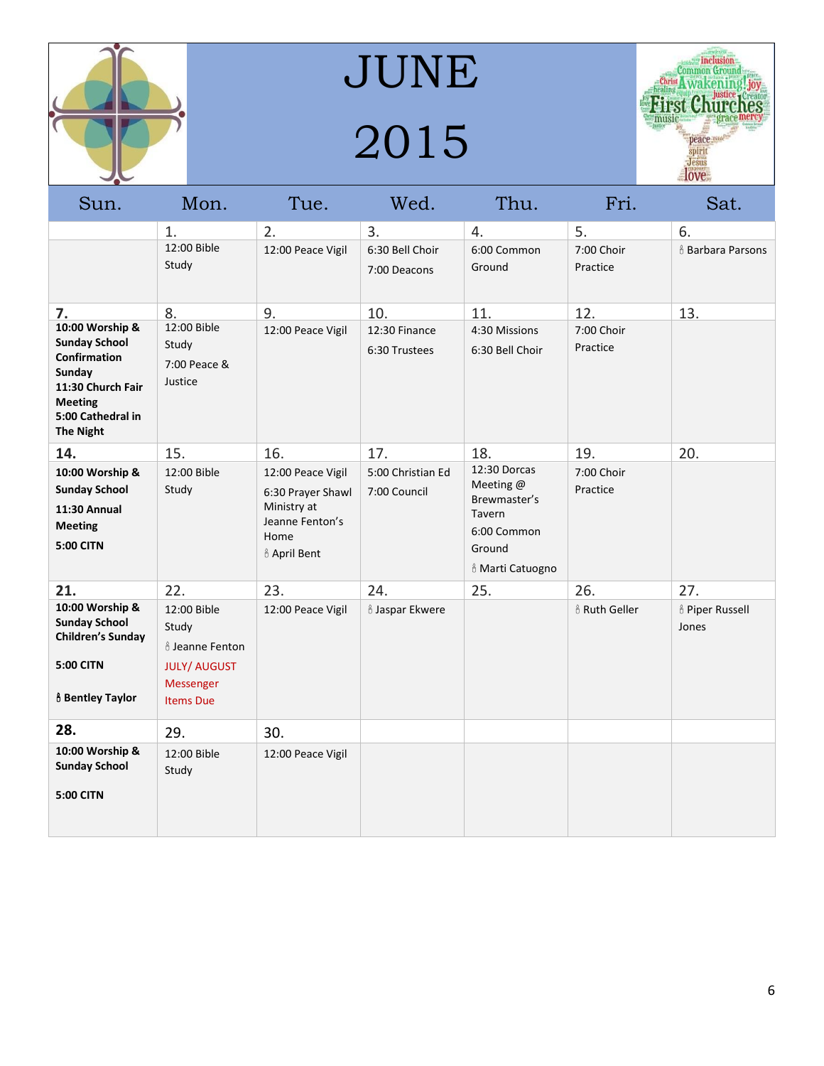# JUNE 2015

| Sun. | Mon. | Tue. | Wed. | Thu. | Fri. | Sat. |
|---|---|---|---|---|---|---|
| | 1.<br>12:00 Bible Study | 2.<br>12:00 Peace Vigil | 3.<br>6:30 Bell Choir<br>7:00 Deacons | 4.<br>6:00 Common Ground | 5.<br>7:00 Choir Practice | 6.<br>🕯 Barbara Parsons |
| 7.<br>**10:00 Worship & Sunday School**<br>**Confirmation Sunday**<br>**11:30 Church Fair Meeting**<br>**5:00 Cathedral in The Night** | 8.<br>12:00 Bible Study<br>7:00 Peace & Justice | 9.<br>12:00 Peace Vigil | 10.<br>12:30 Finance<br>6:30 Trustees | 11.<br>4:30 Missions<br>6:30 Bell Choir | 12.<br>7:00 Choir Practice | 13. |
| 14.<br>**10:00 Worship & Sunday School**<br>**11:30 Annual Meeting**<br>**5:00 CITN** | 15.<br>12:00 Bible Study | 16.<br>12:00 Peace Vigil<br>6:30 Prayer Shawl Ministry at Jeanne Fenton's Home<br>🕯 April Bent | 17.<br>5:00 Christian Ed<br>7:00 Council | 18.<br>12:30 Dorcas Meeting @ Brewmaster's Tavern<br>6:00 Common Ground<br>🕯 Marti Catuogno | 19.<br>7:00 Choir Practice | 20. |
| 21.<br>**10:00 Worship & Sunday School**<br>**Children's Sunday**<br>**5:00 CITN**<br>**🕯 Bentley Taylor** | 22.<br>12:00 Bible Study<br>🕯 Jeanne Fenton<br>JULY/ AUGUST Messenger Items Due | 23.<br>12:00 Peace Vigil | 24.<br>🕯 Jaspar Ekwere | 25. | 26.<br>🕯 Ruth Geller | 27.<br>🕯 Piper Russell Jones |
| 28.<br>**10:00 Worship & Sunday School**<br>**5:00 CITN** | 29.<br>12:00 Bible Study | 30.<br>12:00 Peace Vigil | | | | |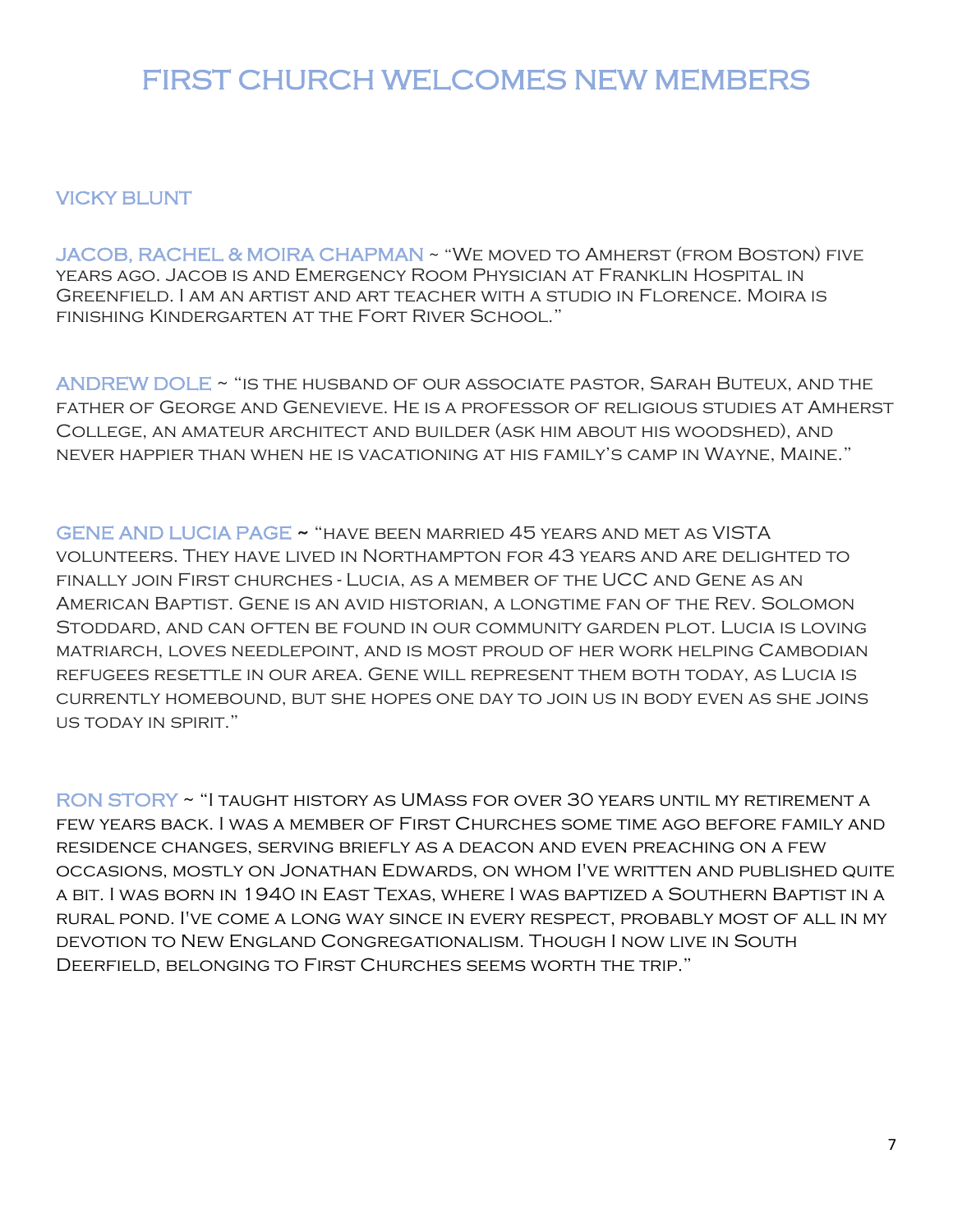# FIRST CHURCH WELCOMES NEW MEMBERS

## VICKY BLUNT

**JACOB, RACHEL & MOIRA CHAPMAN** ~ "We moved to Amherst (from Boston) five years ago. Jacob is and Emergency Room Physician at Franklin Hospital in Greenfield. I am an artist and art teacher with a studio in Florence. Moira is finishing Kindergarten at the Fort River School."

**ANDREW DOLE** ~ "is the husband of our associate pastor, Sarah Buteux, and the father of George and Genevieve. He is a professor of religious studies at Amherst College, an amateur architect and builder (ask him about his woodshed), and never happier than when he is vacationing at his family's camp in Wayne, Maine."

**GENE AND LUCIA PAGE** ~ "have been married 45 years and met as VISTA volunteers. They have lived in Northampton for 43 years and are delighted to finally join First churches - Lucia, as a member of the UCC and Gene as an American Baptist. Gene is an avid historian, a longtime fan of the Rev. Solomon Stoddard, and can often be found in our community garden plot. Lucia is loving matriarch, loves needlepoint, and is most proud of her work helping Cambodian refugees resettle in our area. Gene will represent them both today, as Lucia is currently homebound, but she hopes one day to join us in body even as she joins us today in spirit."

**RON STORY** ~ "I taught history as UMass for over 30 years until my retirement a few years back. I was a member of First Churches some time ago before family and residence changes, serving briefly as a deacon and even preaching on a few occasions, mostly on Jonathan Edwards, on whom I've written and published quite a bit. I was born in 1940 in East Texas, where I was baptized a Southern Baptist in a rural pond. I've come a long way since in every respect, probably most of all in my devotion to New England Congregationalism. Though I now live in South Deerfield, belonging to First Churches seems worth the trip."